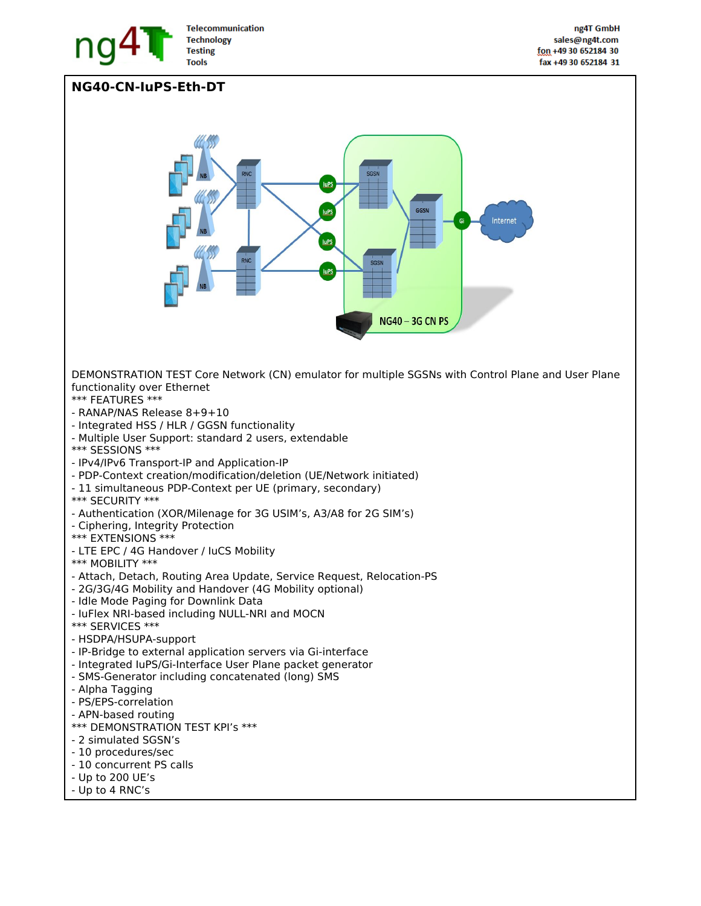# NG40-CN-IuPS-Eth-DT

DEMONSTRATION TEST Core Network (CN) emulator for multiple SGSNs with Control Plane and User Plane functionality over Ethernet

*** FEATURES ***
- RANAP/NAS Release 8+9+10
- Integrated HSS / HLR / GGSN functionality
- Multiple User Support: standard 2 users, extendable

*** SESSIONS ***
- IPv4/IPv6 Transport-IP and Application-IP
- PDP-Context creation/modification/deletion (UE/Network initiated)
- 11 simultaneous PDP-Context per UE (primary, secondary)

*** SECURITY ***
- Authentication (XOR/Milenage for 3G USIM's, A3/A8 for 2G SIM's)
- Ciphering, Integrity Protection

*** EXTENSIONS ***
- LTE EPC / 4G Handover / IuCS Mobility

*** MOBILITY ***
- Attach, Detach, Routing Area Update, Service Request, Relocation-PS
- 2G/3G/4G Mobility and Handover (4G Mobility optional)
- Idle Mode Paging for Downlink Data
- IuFlex NRI-based including NULL-NRI and MOCN

*** SERVICES ***
- HSDPA/HSUPA-support
- IP-Bridge to external application servers via Gi-interface
- Integrated IuPS/Gi-Interface User Plane packet generator
- SMS-Generator including concatenated (long) SMS
- Alpha Tagging
- PS/EPS-correlation
- APN-based routing

*** DEMONSTRATION TEST KPI's ***
- 2 simulated SGSN's
- 10 procedures/sec
- 10 concurrent PS calls
- Up to 200 UE's
- Up to 4 RNC's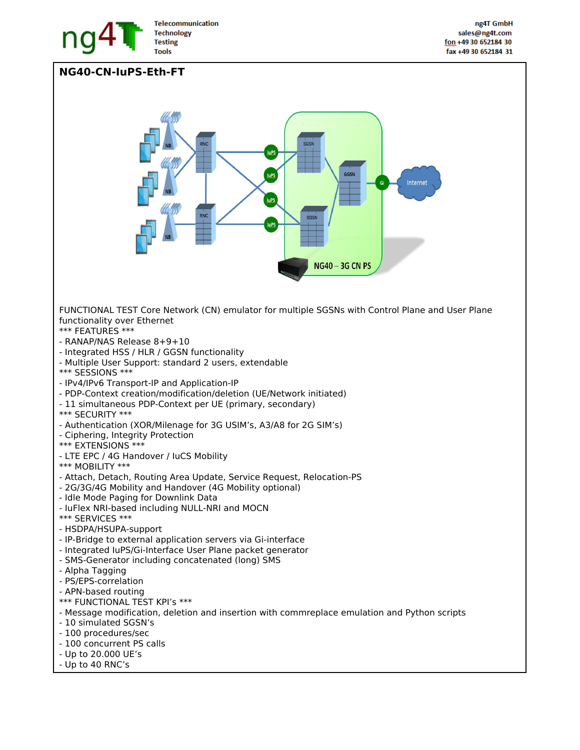## NG40-CN-IuPS-Eth-FT

FUNCTIONAL TEST Core Network (CN) emulator for multiple SGSNs with Control Plane and User Plane functionality over Ethernet

*** FEATURES ***
- RANAP/NAS Release 8+9+10
- Integrated HSS / HLR / GGSN functionality
- Multiple User Support: standard 2 users, extendable

*** SESSIONS ***
- IPv4/IPv6 Transport-IP and Application-IP
- PDP-Context creation/modification/deletion (UE/Network initiated)
- 11 simultaneous PDP-Context per UE (primary, secondary)

*** SECURITY ***
- Authentication (XOR/Milenage for 3G USIM's, A3/A8 for 2G SIM's)
- Ciphering, Integrity Protection

*** EXTENSIONS ***
- LTE EPC / 4G Handover / IuCS Mobility

*** MOBILITY ***
- Attach, Detach, Routing Area Update, Service Request, Relocation-PS
- 2G/3G/4G Mobility and Handover (4G Mobility optional)
- Idle Mode Paging for Downlink Data
- IuFlex NRI-based including NULL-NRI and MOCN

*** SERVICES ***
- HSDPA/HSUPA-support
- IP-Bridge to external application servers via Gi-interface
- Integrated IuPS/Gi-Interface User Plane packet generator
- SMS-Generator including concatenated (long) SMS
- Alpha Tagging
- PS/EPS-correlation
- APN-based routing

*** FUNCTIONAL TEST KPI's ***
- Message modification, deletion and insertion with commreplace emulation and Python scripts
- 10 simulated SGSN's
- 100 procedures/sec
- 100 concurrent PS calls
- Up to 20.000 UE's
- Up to 40 RNC's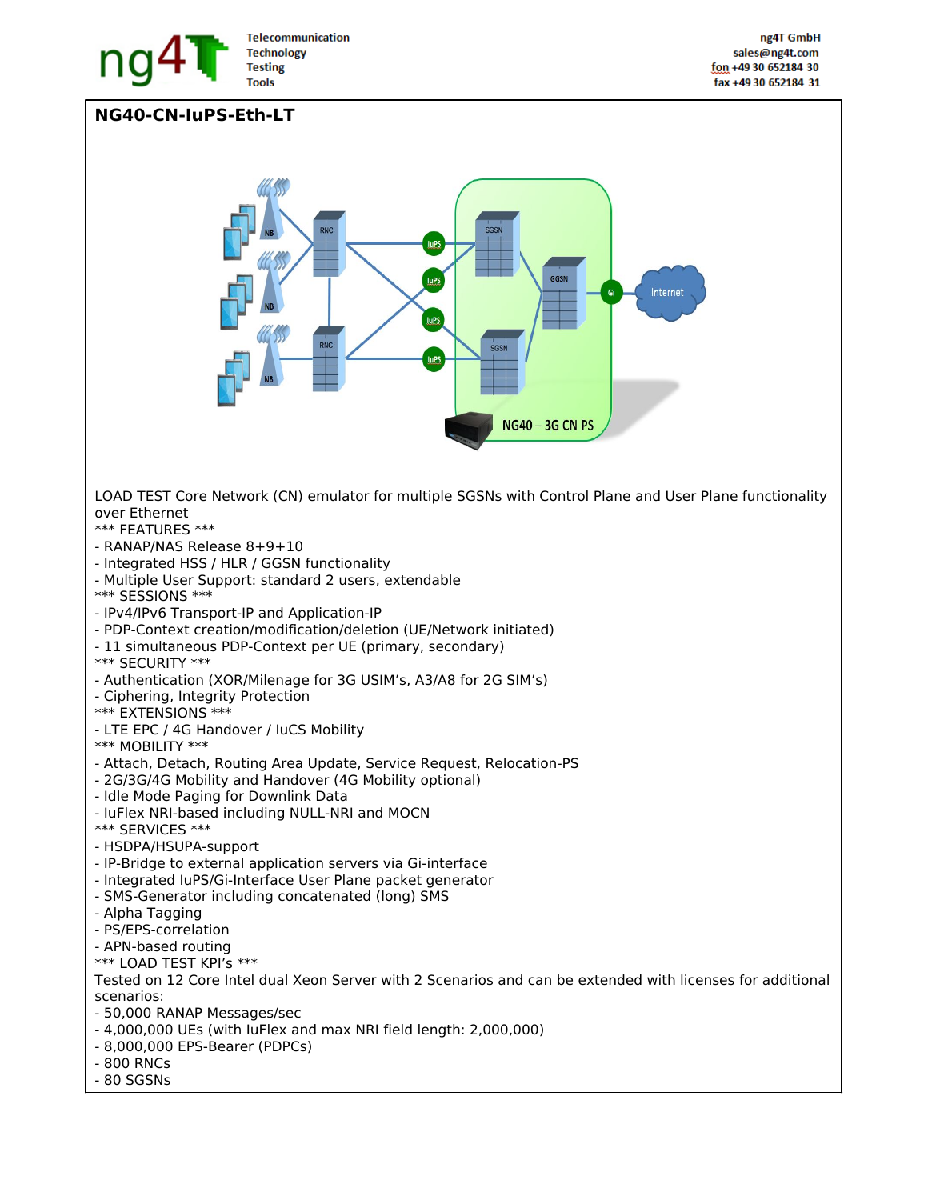## NG40-CN-IuPS-Eth-LT

LOAD TEST Core Network (CN) emulator for multiple SGSNs with Control Plane and User Plane functionality over Ethernet

*** FEATURES ***
- RANAP/NAS Release 8+9+10
- Integrated HSS / HLR / GGSN functionality
- Multiple User Support: standard 2 users, extendable

*** SESSIONS ***
- IPv4/IPv6 Transport-IP and Application-IP
- PDP-Context creation/modification/deletion (UE/Network initiated)
- 11 simultaneous PDP-Context per UE (primary, secondary)

*** SECURITY ***
- Authentication (XOR/Milenage for 3G USIM's, A3/A8 for 2G SIM's)
- Ciphering, Integrity Protection

*** EXTENSIONS ***
- LTE EPC / 4G Handover / IuCS Mobility

*** MOBILITY ***
- Attach, Detach, Routing Area Update, Service Request, Relocation-PS
- 2G/3G/4G Mobility and Handover (4G Mobility optional)
- Idle Mode Paging for Downlink Data
- IuFlex NRI-based including NULL-NRI and MOCN

*** SERVICES ***
- HSDPA/HSUPA-support
- IP-Bridge to external application servers via Gi-interface
- Integrated IuPS/Gi-Interface User Plane packet generator
- SMS-Generator including concatenated (long) SMS
- Alpha Tagging
- PS/EPS-correlation
- APN-based routing

*** LOAD TEST KPI's ***

Tested on 12 Core Intel dual Xeon Server with 2 Scenarios and can be extended with licenses for additional scenarios:
- 50,000 RANAP Messages/sec
- 4,000,000 UEs (with IuFlex and max NRI field length: 2,000,000)
- 8,000,000 EPS-Bearer (PDPCs)
- 800 RNCs
- 80 SGSNs